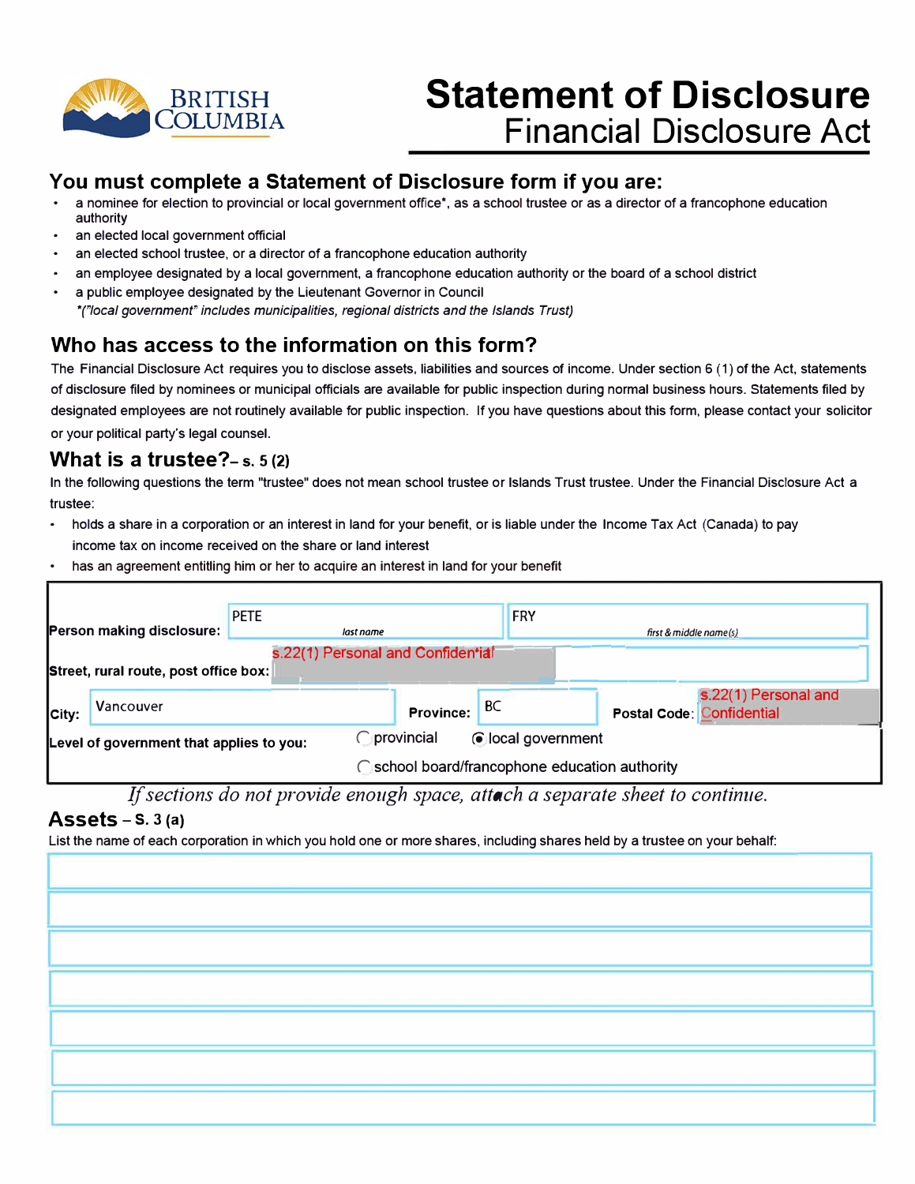BRITISH COLUMBIA

# Statement of Disclosure

## Financial Disclosure Act

## You must complete a Statement of Disclosure form if you are:

- a nominee for election to provincial or local government office*, as a school trustee or as a director of a francophone education authority
- an elected local government official
- an elected school trustee, or a director of a francophone education authority
- an employee designated by a local government, a francophone education authority or the board of a school district
- a public employee designated by the Lieutenant Governor in Council
  *("local government" includes municipalities, regional districts and the Islands Trust)*

## Who has access to the information on this form?

The Financial Disclosure Act requires you to disclose assets, liabilities and sources of income. Under section 6 (1) of the Act, statements of disclosure filed by nominees or municipal officials are available for public inspection during normal business hours. Statements filed by designated employees are not routinely available for public inspection. If you have questions about this form, please contact your solicitor or your political party's legal counsel.

## What is a trustee?– s. 5 (2)

In the following questions the term "trustee" does not mean school trustee or Islands Trust trustee. Under the Financial Disclosure Act a trustee:

- holds a share in a corporation or an interest in land for your benefit, or is liable under the Income Tax Act (Canada) to pay income tax on income received on the share or land interest
- has an agreement entitling him or her to acquire an interest in land for your benefit

| | | |
|---|---|---|
| **Person making disclosure:** | PETE (*last name*) | FRY (*first & middle name(s)*) |
| **Street, rural route, post office box:** | s.22(1) Personal and Confidential | |
| **City:** Vancouver | **Province:** BC | **Postal Code:** s.22(1) Personal and Confidential |
| **Level of government that applies to you:** | ◯ provincial ◉ local government ◯ school board/francophone education authority | |

*If sections do not provide enough space, attach a separate sheet to continue.*

## Assets – s. 3 (a)

List the name of each corporation in which you hold one or more shares, including shares held by a trustee on your behalf:

| |
|---|
| |
| |
| |
| |
| |
| |
| |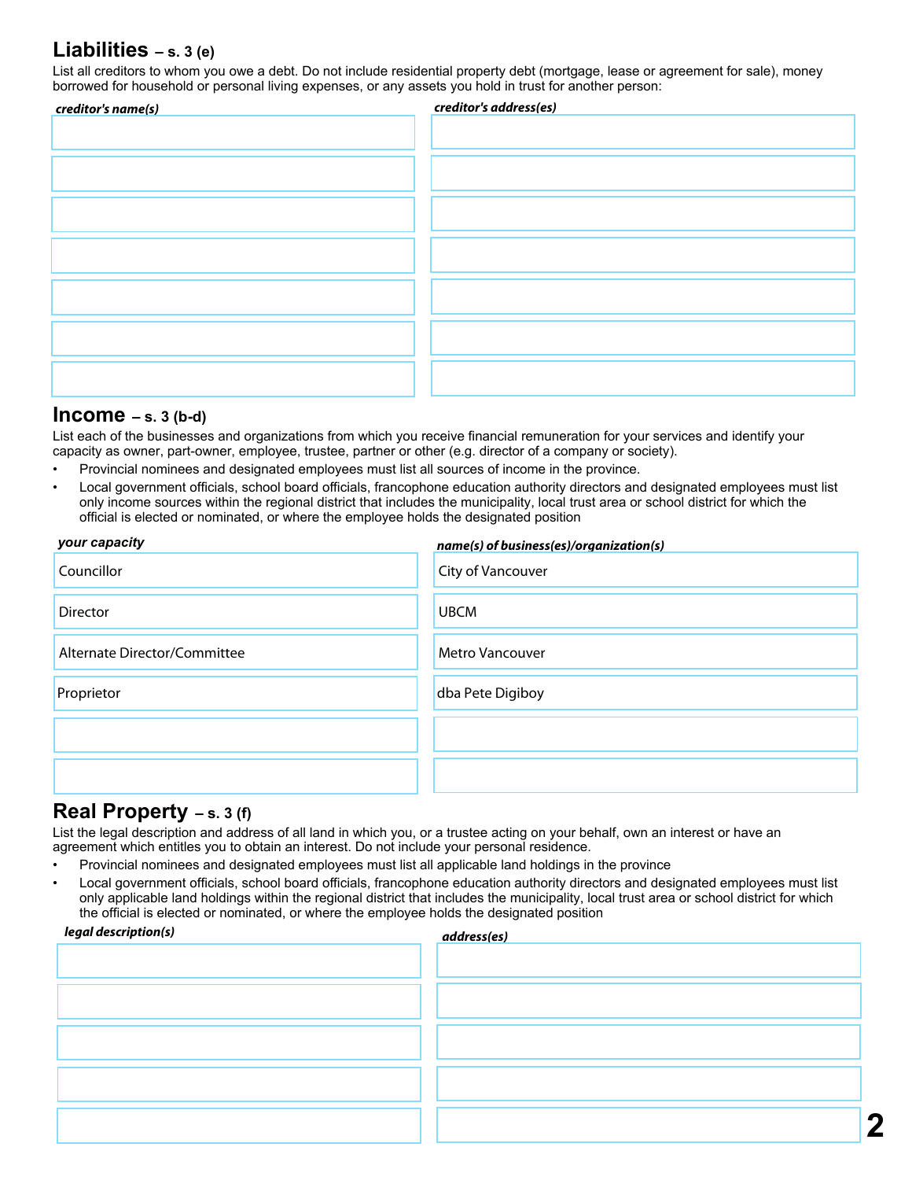## Liabilities – s. 3 (e)

List all creditors to whom you owe a debt. Do not include residential property debt (mortgage, lease or agreement for sale), money borrowed for household or personal living expenses, or any assets you hold in trust for another person:

| *creditor's name(s)* | *creditor's address(es)* |
|---|---|
| | |
| | |
| | |
| | |
| | |
| | |
| | |

## Income – s. 3 (b-d)

List each of the businesses and organizations from which you receive financial remuneration for your services and identify your capacity as owner, part-owner, employee, trustee, partner or other (e.g. director of a company or society).

- Provincial nominees and designated employees must list all sources of income in the province.
- Local government officials, school board officials, francophone education authority directors and designated employees must list only income sources within the regional district that includes the municipality, local trust area or school district for which the official is elected or nominated, or where the employee holds the designated position

| *your capacity* | *name(s) of business(es)/organization(s)* |
|---|---|
| Councillor | City of Vancouver |
| Director | UBCM |
| Alternate Director/Committee | Metro Vancouver |
| Proprietor | dba Pete Digiboy |
| | |
| | |

## Real Property – s. 3 (f)

List the legal description and address of all land in which you, or a trustee acting on your behalf, own an interest or have an agreement which entitles you to obtain an interest. Do not include your personal residence.

- Provincial nominees and designated employees must list all applicable land holdings in the province
- Local government officials, school board officials, francophone education authority directors and designated employees must list only applicable land holdings within the regional district that includes the municipality, local trust area or school district for which the official is elected or nominated, or where the employee holds the designated position

| *legal description(s)* | *address(es)* |
|---|---|
| | |
| | |
| | |
| | |
| | |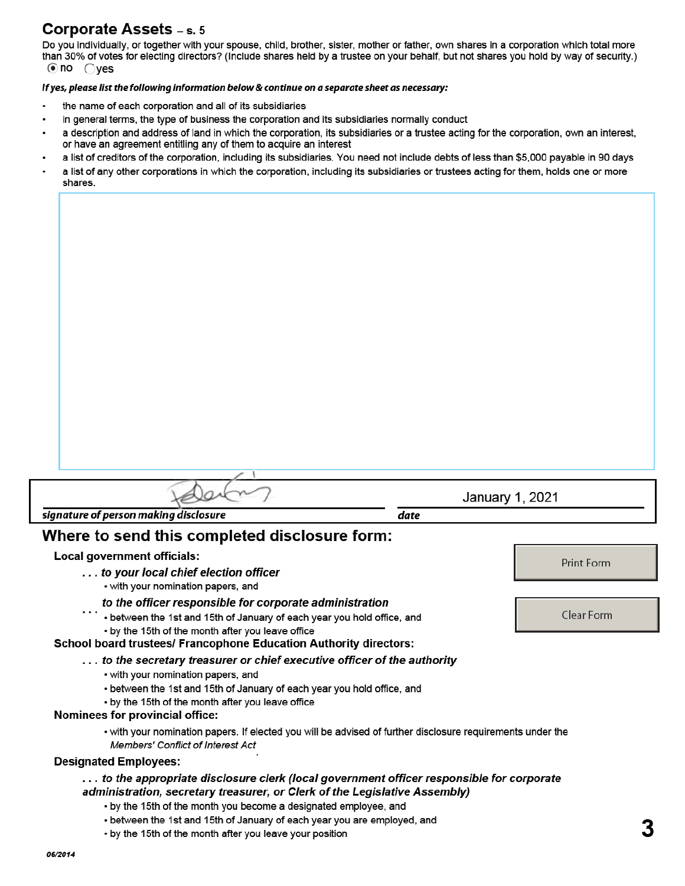## Corporate Assets – s. 5

Do you individually, or together with your spouse, child, brother, sister, mother or father, own shares in a corporation which total more than 30% of votes for electing directors? (Include shares held by a trustee on your behalf, but not shares you hold by way of security.)

(•) no ( ) yes

***If yes, please list the following information below & continue on a separate sheet as necessary:***

- the name of each corporation and all of its subsidiaries
- in general terms, the type of business the corporation and its subsidiaries normally conduct
- a description and address of land in which the corporation, its subsidiaries or a trustee acting for the corporation, own an interest, or have an agreement entitling any of them to acquire an interest
- a list of creditors of the corporation, including its subsidiaries. You need not include debts of less than $5,000 payable in 90 days
- a list of any other corporations in which the corporation, including its subsidiaries or trustees acting for them, holds one or more shares.

| | |
|---|---|
| [signature] | January 1, 2021 |
| ***signature of person making disclosure*** | ***date*** |

## Where to send this completed disclosure form:

**Local government officials:**

***. . . to your local chief election officer***

- with your nomination papers, and

***. . . to the officer responsible for corporate administration***

- between the 1st and 15th of January of each year you hold office, and
- by the 15th of the month after you leave office

**School board trustees/ Francophone Education Authority directors:**

***. . . to the secretary treasurer or chief executive officer of the authority***

- with your nomination papers, and
- between the 1st and 15th of January of each year you hold office, and
- by the 15th of the month after you leave office

**Nominees for provincial office:**

- with your nomination papers. If elected you will be advised of further disclosure requirements under the *Members' Conflict of Interest Act*

**Designated Employees:**

***. . . to the appropriate disclosure clerk (local government officer responsible for corporate administration, secretary treasurer, or Clerk of the Legislative Assembly)***

- by the 15th of the month you become a designated employee, and
- between the 1st and 15th of January of each year you are employed, and
- by the 15th of the month after you leave your position

Print Form

Clear Form

*06/2014*